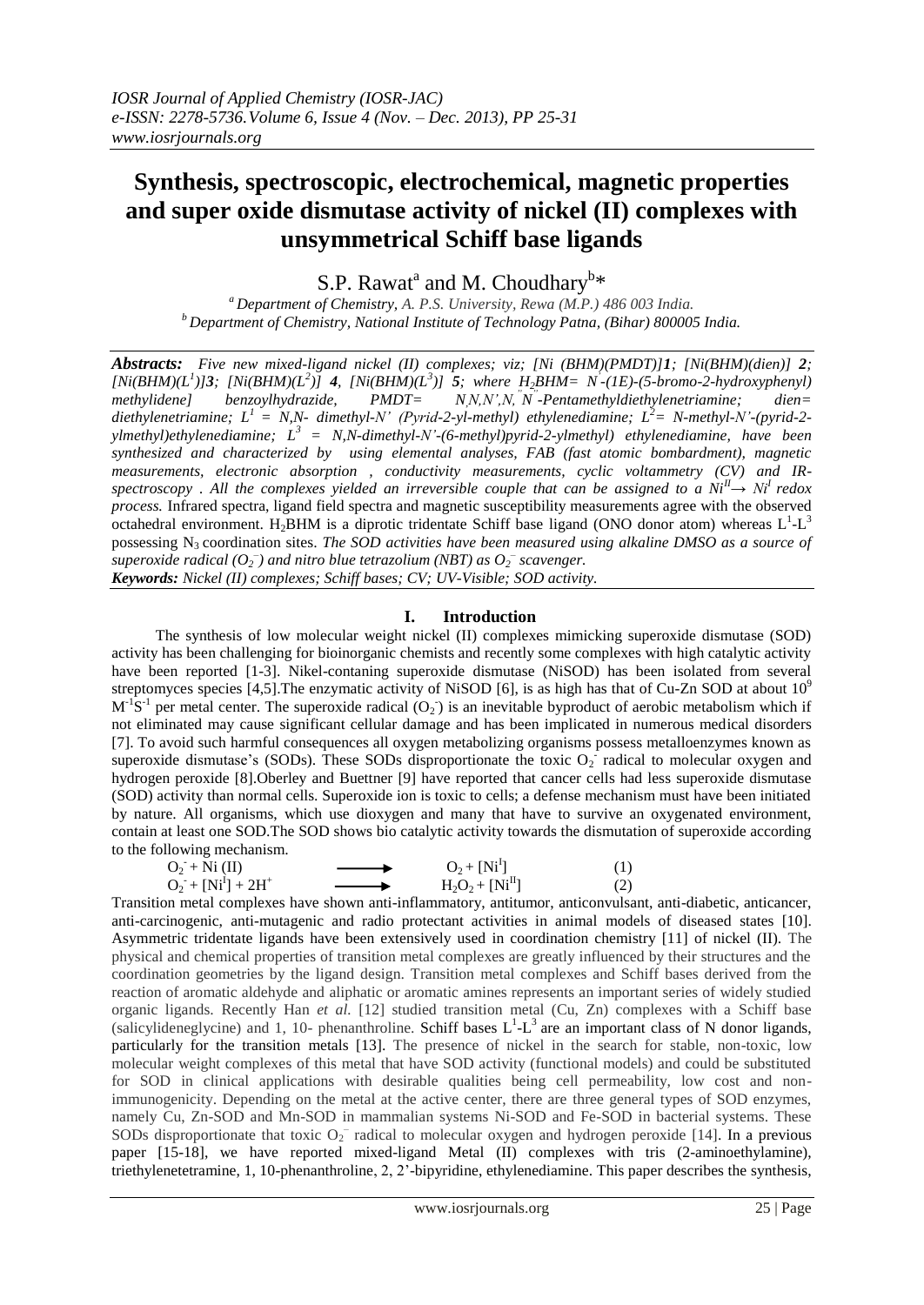# Synthesis, spectroscopic, electrochemical, magnetic properties and super oxide dismutase activity of nickel (II) complexes with unsymmetrical Schiff base ligands

S.P. Rawat[a] and M. Choudhary[b]*

[a] *Department of Chemistry, A. P.S. University, Rewa (M.P.) 486 003 India.*
[b] *Department of Chemistry, National Institute of Technology Patna, (Bihar) 800005 India.*

***Abstracts:*** *Five new mixed-ligand nickel (II) complexes; viz; [Ni (BHM)(PMDT)]* ***1****; [Ni(BHM)(dien)]* ***2****; [Ni(BHM)($L^1$)]***3****; [Ni(BHM)($L^2$)]* ***4****, [Ni(BHM)($L^3$)]* ***5****; where $H_2$BHM= N′-(1E)-(5-bromo-2-hydroxyphenyl) methylidene] benzoylhydrazide, PMDT= N,N,N′,N″,N″-Pentamethyldiethylenetriamine; dien= diethylenetriamine; $L^1$ = N,N- dimethyl-N′ (Pyrid-2-yl-methyl) ethylenediamine; $L^2$= N-methyl-N′-(pyrid-2-ylmethyl)ethylenediamine; $L^3$ = N,N-dimethyl-N′-(6-methyl)pyrid-2-ylmethyl) ethylenediamine, have been synthesized and characterized by using elemental analyses, FAB (fast atomic bombardment), magnetic measurements, electronic absorption , conductivity measurements, cyclic voltammetry (CV) and IR-spectroscopy . All the complexes yielded an irreversible couple that can be assigned to a $Ni^{II} \rightarrow Ni^{I}$ redox process.* Infrared spectra, ligand field spectra and magnetic susceptibility measurements agree with the observed octahedral environment. $H_2$BHM is a diprotic tridentate Schiff base ligand (ONO donor atom) whereas $L^1$-$L^3$ possessing $N_3$ coordination sites. *The SOD activities have been measured using alkaline DMSO as a source of superoxide radical ($O_2^-$) and nitro blue tetrazolium (NBT) as $O_2^-$ scavenger.*

***Keywords:*** *Nickel (II) complexes; Schiff bases; CV; UV-Visible; SOD activity.*

## I. Introduction

The synthesis of low molecular weight nickel (II) complexes mimicking superoxide dismutase (SOD) activity has been challenging for bioinorganic chemists and recently some complexes with high catalytic activity have been reported [1-3]. Nikel-contaning superoxide dismutase (NiSOD) has been isolated from several streptomyces species [4,5].The enzymatic activity of NiSOD [6], is as high has that of Cu-Zn SOD at about $10^9$ $M^{-1}S^{-1}$ per metal center. The superoxide radical ($O_2^-$) is an inevitable byproduct of aerobic metabolism which if not eliminated may cause significant cellular damage and has been implicated in numerous medical disorders [7]. To avoid such harmful consequences all oxygen metabolizing organisms possess metalloenzymes known as superoxide dismutase's (SODs). These SODs disproportionate the toxic $O_2^-$ radical to molecular oxygen and hydrogen peroxide [8].Oberley and Buettner [9] have reported that cancer cells had less superoxide dismutase (SOD) activity than normal cells. Superoxide ion is toxic to cells; a defense mechanism must have been initiated by nature. All organisms, which use dioxygen and many that have to survive an oxygenated environment, contain at least one SOD.The SOD shows bio catalytic activity towards the dismutation of superoxide according to the following mechanism.

$$O_2^- + \text{Ni (II)} \longrightarrow O_2 + [\text{Ni}^I] \qquad (1)$$

$$O_2^- + [\text{Ni}^I] + 2H^+ \longrightarrow H_2O_2 + [\text{Ni}^{II}] \qquad (2)$$

Transition metal complexes have shown anti-inflammatory, antitumor, anticonvulsant, anti-diabetic, anticancer, anti-carcinogenic, anti-mutagenic and radio protectant activities in animal models of diseased states [10]. Asymmetric tridentate ligands have been extensively used in coordination chemistry [11] of nickel (II). The physical and chemical properties of transition metal complexes are greatly influenced by their structures and the coordination geometries by the ligand design. Transition metal complexes and Schiff bases derived from the reaction of aromatic aldehyde and aliphatic or aromatic amines represents an important series of widely studied organic ligands. Recently Han *et al.* [12] studied transition metal (Cu, Zn) complexes with a Schiff base (salicylideneglycine) and 1, 10- phenanthroline. Schiff bases $L^1$-$L^3$ are an important class of N donor ligands, particularly for the transition metals [13]. The presence of nickel in the search for stable, non-toxic, low molecular weight complexes of this metal that have SOD activity (functional models) and could be substituted for SOD in clinical applications with desirable qualities being cell permeability, low cost and non-immunogenicity. Depending on the metal at the active center, there are three general types of SOD enzymes, namely Cu, Zn-SOD and Mn-SOD in mammalian systems Ni-SOD and Fe-SOD in bacterial systems. These SODs disproportionate that toxic $O_2^-$ radical to molecular oxygen and hydrogen peroxide [14]. In a previous paper [15-18], we have reported mixed-ligand Metal (II) complexes with tris (2-aminoethylamine), triethylenetetramine, 1, 10-phenanthroline, 2, 2'-bipyridine, ethylenediamine. This paper describes the synthesis,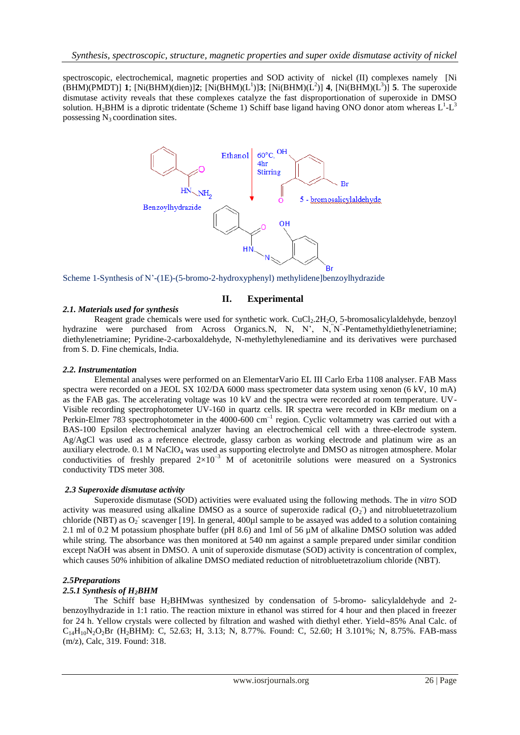spectroscopic, electrochemical, magnetic properties and SOD activity of nickel (II) complexes namely [Ni (BHM)(PMDT)] **1**; [Ni(BHM)(dien)]**2**; [Ni(BHM)($L^1$)]**3**; [Ni(BHM)($L^2$)] **4**, [Ni(BHM)($L^3$)] **5**. The superoxide dismutase activity reveals that these complexes catalyze the fast disproportionation of superoxide in DMSO solution. $H_2$BHM is a diprotic tridentate (Scheme 1) Schiff base ligand having ONO donor atom whereas $L^1$-$L^3$ possessing $N_3$ coordination sites.

Scheme 1-Synthesis of N'-(1E)-(5-bromo-2-hydroxyphenyl) methylidene]benzoylhydrazide

## II. Experimental

### *2.1. Materials used for synthesis*

Reagent grade chemicals were used for synthetic work. $CuCl_2.2H_2O$, 5-bromosalicylaldehyde, benzoyl hydrazine were purchased from Across Organics.N, N, N', N",N"-Pentamethyldiethylenetriamine; diethylenetriamine; Pyridine-2-carboxaldehyde, N-methylethylenediamine and its derivatives were purchased from S. D. Fine chemicals, India.

### *2.2. Instrumentation*

Elemental analyses were performed on an ElementarVario EL III Carlo Erba 1108 analyser. FAB Mass spectra were recorded on a JEOL SX 102/DA 6000 mass spectrometer data system using xenon (6 kV, 10 mA) as the FAB gas. The accelerating voltage was 10 kV and the spectra were recorded at room temperature. UV-Visible recording spectrophotometer UV-160 in quartz cells. IR spectra were recorded in KBr medium on a Perkin-Elmer 783 spectrophotometer in the 4000-600 $cm^{-1}$ region. Cyclic voltammetry was carried out with a BAS-100 Epsilon electrochemical analyzer having an electrochemical cell with a three-electrode system. Ag/AgCl was used as a reference electrode, glassy carbon as working electrode and platinum wire as an auxiliary electrode. 0.1 M $NaClO_4$ was used as supporting electrolyte and DMSO as nitrogen atmosphere. Molar conductivities of freshly prepared $2\times10^{-3}$ M of acetonitrile solutions were measured on a Systronics conductivity TDS meter 308.

### *2.3 Superoxide dismutase activity*

Superoxide dismutase (SOD) activities were evaluated using the following methods. The in *vitro* SOD activity was measured using alkaline DMSO as a source of superoxide radical ($O_2^-$) and nitrobluetetrazolium chloride (NBT) as $O_2^-$ scavenger [19]. In general, 400µl sample to be assayed was added to a solution containing 2.1 ml of 0.2 M potassium phosphate buffer (pH 8.6) and 1ml of 56 µM of alkaline DMSO solution was added while string. The absorbance was then monitored at 540 nm against a sample prepared under similar condition except NaOH was absent in DMSO. A unit of superoxide dismutase (SOD) activity is concentration of complex, which causes 50% inhibition of alkaline DMSO mediated reduction of nitrobluetetrazolium chloride (NBT).

### *2.5Preparations*

#### *2.5.1 Synthesis of $H_2BHM$*

The Schiff base $H_2$BHMwas synthesized by condensation of 5-bromo- salicylaldehyde and 2-benzoylhydrazide in 1:1 ratio. The reaction mixture in ethanol was stirred for 4 hour and then placed in freezer for 24 h. Yellow crystals were collected by filtration and washed with diethyl ether. Yield~85% Anal Calc. of $C_{14}H_{10}N_2O_2Br$ ($H_2$BHM): C, 52.63; H, 3.13; N, 8.77%. Found: C, 52.60; H 3.101%; N, 8.75%. FAB-mass (m/z), Calc, 319. Found: 318.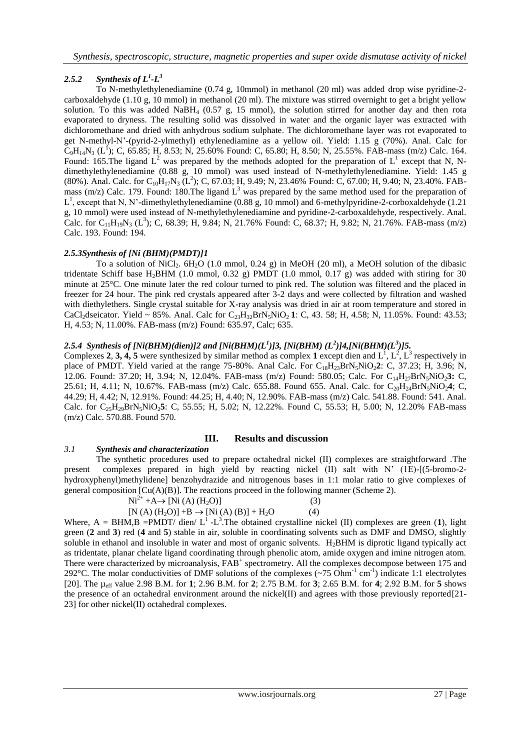### *2.5.2 Synthesis of $L^1$-$L^3$*

To N-methylethylenediamine (0.74 g, 10mmol) in methanol (20 ml) was added drop wise pyridine-2-carboxaldehyde (1.10 g, 10 mmol) in methanol (20 ml). The mixture was stirred overnight to get a bright yellow solution. To this was added $NaBH_4$ (0.57 g, 15 mmol), the solution stirred for another day and then rota evaporated to dryness. The resulting solid was dissolved in water and the organic layer was extracted with dichloromethane and dried with anhydrous sodium sulphate. The dichloromethane layer was rot evaporated to get N-methyl-N'-(pyrid-2-ylmethyl) ethylenediamine as a yellow oil. Yield: 1.15 g (70%). Anal. Calc for $C_9H_{14}N_3$ ($L^1$); C, 65.85; H, 8.53; N, 25.60% Found: C, 65.80; H, 8.50; N, 25.55%. FAB-mass (m/z) Calc. 164. Found: 165.The ligand $L^2$ was prepared by the methods adopted for the preparation of $L^1$ except that N, N-dimethylethylenediamine (0.88 g, 10 mmol) was used instead of N-methylethylenediamine. Yield: 1.45 g (80%). Anal. Calc. for $C_{10}H_{17}N_3$ ($L^2$); C, 67.03; H, 9.49; N, 23.46% Found: C, 67.00; H, 9.40; N, 23.40%. FAB-mass (m/z) Calc. 179. Found: 180.The ligand $L^3$ was prepared by the same method used for the preparation of $L^1$, except that N, N'-dimethylethylenediamine (0.88 g, 10 mmol) and 6-methylpyridine-2-corboxaldehyde (1.21 g, 10 mmol) were used instead of N-methylethylenediamine and pyridine-2-carboxaldehyde, respectively. Anal. Calc. for $C_{11}H_{19}N_3$ ($L^3$); C, 68.39; H, 9.84; N, 21.76% Found: C, 68.37; H, 9.82; N, 21.76%. FAB-mass (m/z) Calc. 193. Found: 194.

### *2.5.3Synthesis of [Ni (BHM)(PMDT)]1*

To a solution of $NiCl_2$. $6H_2O$ (1.0 mmol, 0.24 g) in MeOH (20 ml), a MeOH solution of the dibasic tridentate Schiff base $H_2BHM$ (1.0 mmol, 0.32 g) PMDT (1.0 mmol, 0.17 g) was added with stirring for 30 minute at 25°C. One minute later the red colour turned to pink red. The solution was filtered and the placed in freezer for 24 hour. The pink red crystals appeared after 3-2 days and were collected by filtration and washed with diethylethers. Single crystal suitable for X-ray analysis was dried in air at room temperature and stored in $CaCl_2$dseicator. Yield ~ 85%. Anal. Calc for $C_{23}H_{32}BrN_5NiO_2$ **1**: C, 43. 58; H, 4.58; N, 11.05%. Found: 43.53; H, 4.53; N, 11.00%. FAB-mass (m/z) Found: 635.97, Calc; 635.

### *2.5.4 Synthesis of [Ni(BHM)(dien)]2 and [Ni(BHM)($L^1$)]3, [Ni(BHM) ($L^2$)]4,[Ni(BHM)($L^3$)]5.*

Complexes **2**, **3, 4, 5** were synthesized by similar method as complex **1** except dien and $L^1$, $L^2$, $L^3$ respectively in place of PMDT. Yield varied at the range 75-80%. Anal Calc. For $C_{18}H_{23}BrN_5NiO_2$**2**: C, 37.23; H, 3.96; N, 12.06. Found: 37.20; H, 3.94; N, 12.04%. FAB-mass (m/z) Found: 580.05; Calc. For $C_{14}H_{27}BrN_5NiO_2$**3:** C, 25.61; H, 4.11; N, 10.67%. FAB-mass (m/z) Calc. 655.88. Found 655. Anal. Calc. for $C_{20}H_{24}BrN_5NiO_2$**4**; C, 44.29; H, 4.42; N, 12.91%. Found: 44.25; H, 4.40; N, 12.90%. FAB-mass (m/z) Calc. 541.88. Found: 541. Anal. Calc. for $C_{25}H_{29}BrN_5NiO_2$**5**: C, 55.55; H, 5.02; N, 12.22%. Found C, 55.53; H, 5.00; N, 12.20% FAB-mass (m/z) Calc. 570.88. Found 570.

## III. Results and discussion

### *3.1 Synthesis and characterization*

The synthetic procedures used to prepare octahedral nickel (II) complexes are straightforward .The present complexes prepared in high yield by reacting nickel (II) salt with N' (1E)-[(5-bromo-2-hydroxyphenyl)methylidene] benzohydrazide and nitrogenous bases in 1:1 molar ratio to give complexes of general composition [Cu(A)(B)]. The reactions proceed in the following manner (Scheme 2).

$$Ni^{2+} + A \rightarrow [Ni\ (A)\ (H_2O)] \qquad (3)$$

$$[N\ (A)\ (H_2O)] + B \rightarrow [Ni\ (A)\ (B)] + H_2O \qquad (4)$$

Where, A = BHM,B =PMDT/ dien/ $L^1$ -$L^3$.The obtained crystalline nickel (II) complexes are green (**1**), light green (**2** and **3**) red (**4** and **5**) stable in air, soluble in coordinating solvents such as DMF and DMSO, slightly soluble in ethanol and insoluble in water and most of organic solvents. $H_2BHM$ is diprotic ligand typically act as tridentate, planar chelate ligand coordinating through phenolic atom, amide oxygen and imine nitrogen atom. There were characterized by microanalysis, $FAB^+$ spectrometry. All the complexes decompose between 175 and 292°C. The molar conductivities of DMF solutions of the complexes (~75 $Ohm^{-1}$ $cm^{-1}$) indicate 1:1 electrolytes [20]. The $\mu_{eff}$ value 2.98 B.M. for **1**; 2.96 B.M. for **2**; 2.75 B.M. for **3**; 2.65 B.M. for **4**; 2.92 B.M. for **5** shows the presence of an octahedral environment around the nickel(II) and agrees with those previously reported[21-23] for other nickel(II) octahedral complexes.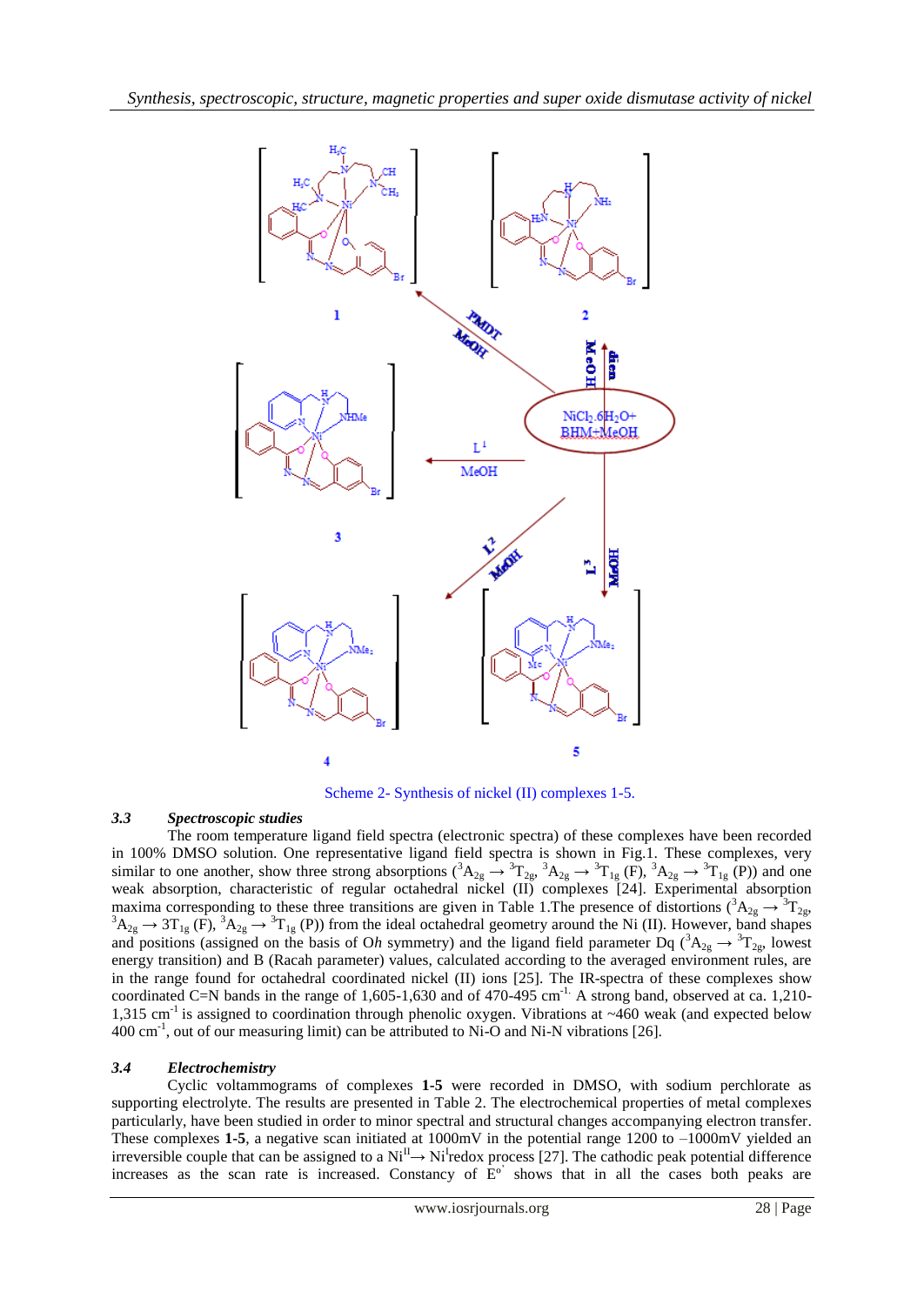Scheme 2- Synthesis of nickel (II) complexes 1-5.

### 3.3 Spectroscopic studies

The room temperature ligand field spectra (electronic spectra) of these complexes have been recorded in 100% DMSO solution. One representative ligand field spectra is shown in Fig.1. These complexes, very similar to one another, show three strong absorptions ($^3A_{2g} \rightarrow {}^3T_{2g}$, $^3A_{2g} \rightarrow {}^3T_{1g}$ (F), $^3A_{2g} \rightarrow {}^3T_{1g}$ (P)) and one weak absorption, characteristic of regular octahedral nickel (II) complexes [24]. Experimental absorption maxima corresponding to these three transitions are given in Table 1.The presence of distortions ($^3A_{2g} \rightarrow {}^3T_{2g}$, $^3A_{2g} \rightarrow 3T_{1g}$ (F), $^3A_{2g} \rightarrow {}^3T_{1g}$ (P)) from the ideal octahedral geometry around the Ni (II). However, band shapes and positions (assigned on the basis of O*h* symmetry) and the ligand field parameter Dq ($^3A_{2g} \rightarrow {}^3T_{2g}$, lowest energy transition) and B (Racah parameter) values, calculated according to the averaged environment rules, are in the range found for octahedral coordinated nickel (II) ions [25]. The IR-spectra of these complexes show coordinated C=N bands in the range of 1,605-1,630 and of 470-495 $cm^{-1}$. A strong band, observed at ca. 1,210-1,315 $cm^{-1}$ is assigned to coordination through phenolic oxygen. Vibrations at ~460 weak (and expected below 400 $cm^{-1}$, out of our measuring limit) can be attributed to Ni-O and Ni-N vibrations [26].

### 3.4 Electrochemistry

Cyclic voltammograms of complexes **1-5** were recorded in DMSO, with sodium perchlorate as supporting electrolyte. The results are presented in Table 2. The electrochemical properties of metal complexes particularly, have been studied in order to minor spectral and structural changes accompanying electron transfer. These complexes **1-5**, a negative scan initiated at 1000mV in the potential range 1200 to –1000mV yielded an irreversible couple that can be assigned to a $Ni^{II} \rightarrow Ni^{I}$redox process [27]. The cathodic peak potential difference increases as the scan rate is increased. Constancy of $E^{o'}$ shows that in all the cases both peaks are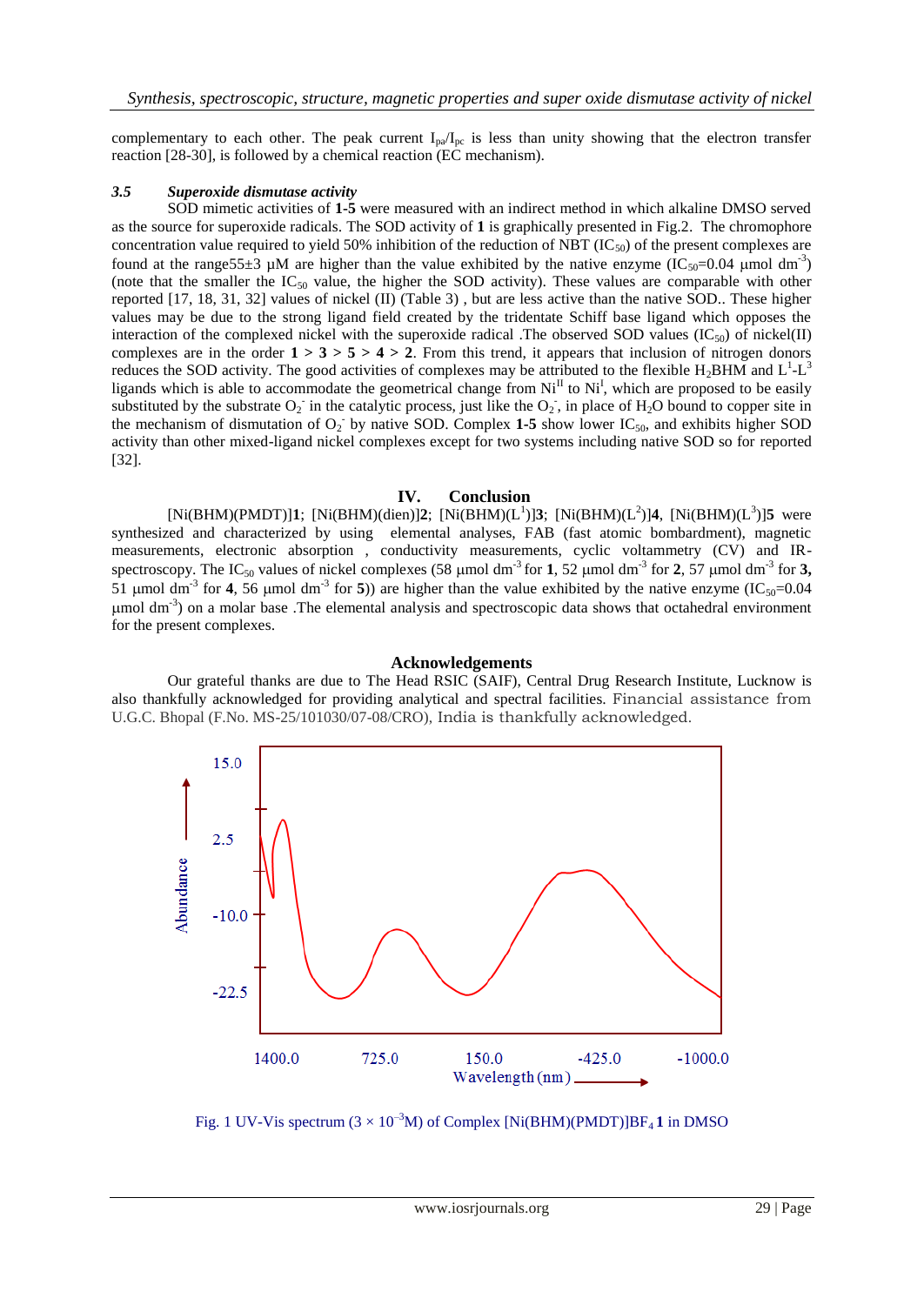complementary to each other. The peak current $I_{pa}/I_{pc}$ is less than unity showing that the electron transfer reaction [28-30], is followed by a chemical reaction (EC mechanism).

### *3.5 Superoxide dismutase activity*

SOD mimetic activities of **1-5** were measured with an indirect method in which alkaline DMSO served as the source for superoxide radicals. The SOD activity of **1** is graphically presented in Fig.2. The chromophore concentration value required to yield 50% inhibition of the reduction of NBT ($IC_{50}$) of the present complexes are found at the range55±3 μM are higher than the value exhibited by the native enzyme ($IC_{50}$=0.04 μmol $dm^{-3}$) (note that the smaller the $IC_{50}$ value, the higher the SOD activity). These values are comparable with other reported [17, 18, 31, 32] values of nickel (II) (Table 3) , but are less active than the native SOD.. These higher values may be due to the strong ligand field created by the tridentate Schiff base ligand which opposes the interaction of the complexed nickel with the superoxide radical .The observed SOD values ($IC_{50}$) of nickel(II) complexes are in the order **1** > **3** > **5** > **4** > **2**. From this trend, it appears that inclusion of nitrogen donors reduces the SOD activity. The good activities of complexes may be attributed to the flexible $H_2$BHM and $L^1$-$L^3$ ligands which is able to accommodate the geometrical change from $Ni^{II}$ to $Ni^{I}$, which are proposed to be easily substituted by the substrate $O_2^-$ in the catalytic process, just like the $O_2^-$, in place of $H_2O$ bound to copper site in the mechanism of dismutation of $O_2^-$ by native SOD. Complex **1-5** show lower $IC_{50}$, and exhibits higher SOD activity than other mixed-ligand nickel complexes except for two systems including native SOD so for reported [32].

## IV. Conclusion

[Ni(BHM)(PMDT)]**1**; [Ni(BHM)(dien)]**2**; [Ni(BHM)($L^1$)]**3**; [Ni(BHM)($L^2$)]**4**, [Ni(BHM)($L^3$)]**5** were synthesized and characterized by using elemental analyses, FAB (fast atomic bombardment), magnetic measurements, electronic absorption , conductivity measurements, cyclic voltammetry (CV) and IR-spectroscopy. The $IC_{50}$ values of nickel complexes (58 μmol $dm^{-3}$ for **1**, 52 μmol $dm^{-3}$ for **2**, 57 μmol $dm^{-3}$ for **3,** 51 μmol $dm^{-3}$ for **4**, 56 μmol $dm^{-3}$ for **5**)) are higher than the value exhibited by the native enzyme ($IC_{50}$=0.04 μmol $dm^{-3}$) on a molar base .The elemental analysis and spectroscopic data shows that octahedral environment for the present complexes.

## Acknowledgements

Our grateful thanks are due to The Head RSIC (SAIF), Central Drug Research Institute, Lucknow is also thankfully acknowledged for providing analytical and spectral facilities. Financial assistance from U.G.C. Bhopal (F.No. MS-25/101030/07-08/CRO), India is thankfully acknowledged.

Fig. 1 UV-Vis spectrum (3 × $10^{-3}$M) of Complex [Ni(BHM)(PMDT)]$BF_4$ **1** in DMSO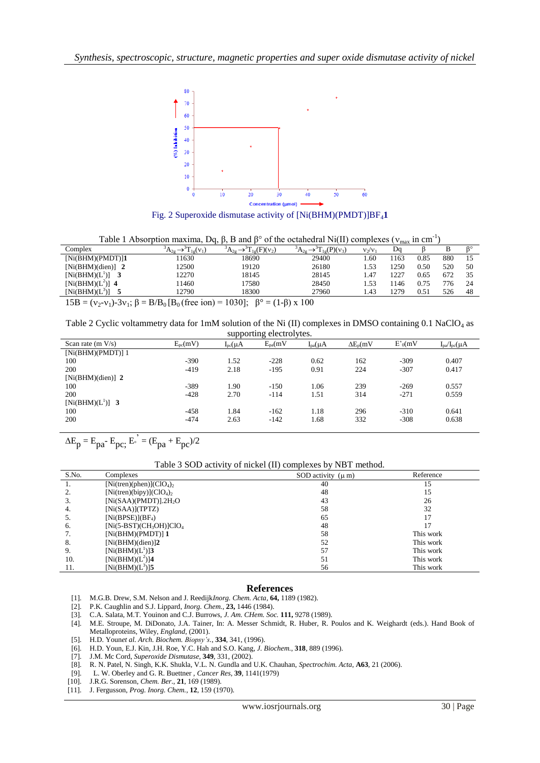Fig. 2 Superoxide dismutase activity of $[Ni(BHM)(PMDT)]BF_4$ **1**

Table 1 Absorption maxima, Dq, β, B and β° of the octahedral Ni(II) complexes ($\nu_{max}$ in $cm^{-1}$)

| Complex | ${}^3A_{2g} \rightarrow {}^3T_{1g}(\nu_1)$ | ${}^3A_{2g} \rightarrow {}^3T_{1g}(F)(\nu_2)$ | ${}^3A_{2g} \rightarrow {}^3T_{1g}(P)(\nu_3)$ | $\nu_2/\nu_1$ | Dq | β | B | β° |
|---|---|---|---|---|---|---|---|---|
| [Ni(BHM)(PMDT)]**1** | 11630 | 18690 | 29400 | 1.60 | 1163 | 0.85 | 880 | 15 |
| [Ni(BHM)(dien)] **2** | 12500 | 19120 | 26180 | 1.53 | 1250 | 0.50 | 520 | 50 |
| $[Ni(BHM)(L^1)]$ **3** | 12270 | 18145 | 28145 | 1.47 | 1227 | 0.65 | 672 | 35 |
| $[Ni(BHM)(L^2)]$ **4** | 11460 | 17580 | 28450 | 1.53 | 1146 | 0.75 | 776 | 24 |
| $[Ni(BHM)(L^3)]$ **5** | 12790 | 18300 | 27960 | 1.43 | 1279 | 0.51 | 526 | 48 |

$15B = (\nu_2-\nu_1)-3\nu_1$; $\beta = B/B_0$ [$B_0$ (free ion) = 1030]; $\beta° = (1-\beta) \times 100$

Table 2 Cyclic voltammetry data for 1mM solution of the Ni (II) complexes in DMSO containing 0.1 $NaClO_4$ as supporting electrolytes.

| Scan rate (m V/s) | $E_{pc}$(mV) | $I_{pc}$(µA | $E_{pa}$(mV | $I_{pa}$(µA | $\Delta E_p$(mV | $E'_0$(mV | $I_{pa}/I_{pc}$(µA |
|---|---|---|---|---|---|---|---|
| [Ni(BHM)(PMDT)] 1 | | | | | | | |
| 100 | -390 | 1.52 | -228 | 0.62 | 162 | -309 | 0.407 |
| 200 | -419 | 2.18 | -195 | 0.91 | 224 | -307 | 0.417 |
| [Ni(BHM)(dien)] **2** | | | | | | | |
| 100 | -389 | 1.90 | -150 | 1.06 | 239 | -269 | 0.557 |
| 200 | -428 | 2.70 | -114 | 1.51 | 314 | -271 | 0.559 |
| $[Ni(BHM)(L^1)]$ **3** | | | | | | | |
| 100 | -458 | 1.84 | -162 | 1.18 | 296 | -310 | 0.641 |
| 200 | -474 | 2.63 | -142 | 1.68 | 332 | -308 | 0.638 |

$\Delta E_p = E_{pa} - E_{pc}$; $E_{\circ}' = (E_{pa} + E_{pc})/2$

Table 3 SOD activity of nickel (II) complexes by NBT method.

| S.No. | Complexes | SOD activity (µ m) | Reference |
|---|---|---|---|
| 1. | $[Ni(tren)(phen)](ClO_4)_2$ | 40 | 15 |
| 2. | $[Ni(tren)(bipy)](ClO_4)_2$ | 48 | 15 |
| 3. | $[Ni(SAA)(PMDT)].2H_2O$ | 43 | 26 |
| 4. | [Ni(SAA)](TPTZ) | 58 | 32 |
| 5. | $[Ni(BPSE)](BF_4)$ | 65 | 17 |
| 6. | $[Ni(5\text{-}BST)(CH_3OH)]ClO_4$ | 48 | 17 |
| 7. | [Ni(BHM)(PMDT)] **1** | 58 | This work |
| 8. | [Ni(BHM)(dien)]**2** | 52 | This work |
| 9. | $[Ni(BHM)(L^1)]$**3** | 57 | This work |
| 10. | $[Ni(BHM)(L^2)]$**4** | 51 | This work |
| 11. | $[Ni(BHM)(L^3)]$**5** | 56 | This work |

## References

[1]. M.G.B. Drew, S.M. Nelson and J. Reedijk*Inorg. Chim. Acta*, **64,** 1189 (1982).
[2]. P.K. Caughlin and S.J. Lippard, *Inorg. Chem.*, **23,** 1446 (1984).
[3]. C.A. Salata, M.T. Youinon and C.J. Burrows, *J. Am. CHem. Soc.* **111,** 9278 (1989).
[4]. M.E. Stroupe, M. DiDonato, J.A. Tainer, In: A. Messer Schmidt, R. Huber, R. Poulos and K. Weighardt (eds.). Hand Book of Metalloproteins, Wiley, *England*, (2001).
[5]. H.D. Youn*et al. Arch. Biochem. Biopsy's.*, **334**, 341, (1996).
[6]. H.D. Youn, E.J. Kin, J.H. Roe, Y.C. Hah and S.O. Kang, *J. Biochem.*, **318**, 889 (1996).
[7]. J.M. Mc Cord, *Superoxide Dismutase*, **349**, 331, (2002).
[8]. R. N. Patel, N. Singh, K.K. Shukla, V.L. N. Gundla and U.K. Chauhan, *Spectrochim. Acta*, **A63**, 21 (2006).
[9]. L. W. Oberley and G. R. Buettner , *Cancer Res*, **39**, 1141(1979)
[10]. J.R.G. Sorenson, *Chem. Ber.*, **21**, 169 (1989).
[11]. J. Fergusson, *Prog. Inorg. Chem.*, **12**, 159 (1970).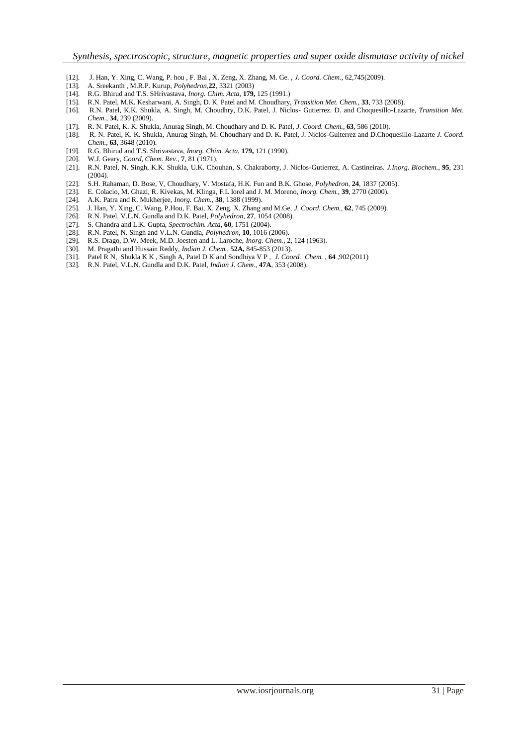[12]. J. Han, Y. Xing, C. Wang, P. hou , F. Bai , X. Zeng, X. Zhang, M. Ge. , *J. Coord. Chem.*, 62,745(2009).

[13]. A. Sreekanth , M.R.P. Kurup, *Polyhedron*,**22**, 3321 (2003)

[14]. R.G. Bhirud and T.S. SHrivastava, *Inorg. Chim. Acta*, **179,** 125 (1991.)

[15]. R.N. Patel, M.K. Kesharwani, A. Singh, D. K. Patel and M. Choudhary, *Transition Met. Chem.*, **33**, 733 (2008).

[16]. R.N. Patel, K.K. Shukla, A. Singh, M. Choudhry, D.K. Patel, J. Niclos- Gutierrez. D. and Choquesillo-Lazarte, *Transition Met. Chem.*, **34**, 239 (2009).

[17]. R. N. Patel, K. K. Shukla, Anurag Singh, M. Choudhary and D. K. Patel, *J. Coord. Chem.*, **63**, 586 (2010).

[18]. R. N. Patel, K. K. Shukla, Anurag Singh, M. Choudhary and D. K. Patel, J. Niclos-Guiterrez and D.Choquesillo-Lazarte *J. Coord. Chem.*, **63**, 3648 (2010).

[19]. R.G. Bhirud and T.S. Shrivastava, *Inorg. Chim. Acta*, **179,** 121 (1990).

[20]. W.J. Geary, *Coord, Chem. Rev.*, **7**, 81 (1971).

[21]. R.N. Patel, N. Singh, K.K. Shukla, U.K. Chouhan, S. Chakraborty, J. Niclos-Gutierrez, A. Castineiras. *J.Inorg. Biochem.*, **95**, 231 (2004).

[22]. S.H. Rahaman, D. Bose, V, Choudhary, V. Mostafa, H.K. Fun and B.K. Ghose, *Polyhedron*, **24**, 1837 (2005).

[23]. E. Colacio, M. Ghazi, R. Kivekas, M. Klinga, F.L Iorel and J. M. Moreno, *Inorg. Chem.*, **39**, 2770 (2000).

[24]. A.K. Patra and R. Mukherjee, *Inorg. Chem.*, **38**, 1388 (1999).

[25]. J. Han, Y. Xing, C. Wang, P.Hou, F. Bai, X. Zeng. X. Zhang and M.Ge, *J. Coord. Chem.*, **62**, 745 (2009).

[26]. R.N. Patel. V.L.N. Gundla and D.K. Patel, *Polyhedron*, **27**, 1054 (2008).

[27]. S. Chandra and L.K. Gupta, *Spectrochim. Acta*, **60**, 1751 (2004).

[28]. R.N. Patel, N. Singh and V.L.N. Gundla, *Polyhedron*, **10**, 1016 (2006).

[29]. R.S. Drago, D.W. Meek, M.D. Joesten and L. Laroche, *Inorg. Chem.*, 2, 124 (1963).

[30]. M. Pragathi and Hussain Reddy, *Indian J. Chem.*, **52A,** 845-853 (2013).

[31]. Patel R N, Shukla K K , Singh A, Patel D K and Sondhiya V P , *J. Coord. Chem.* , **64** ,902(2011)

[32]. R.N. Patel, V.L.N. Gundla and D.K. Patel, *Indian J. Chem.*, **47A**, 353 (2008).